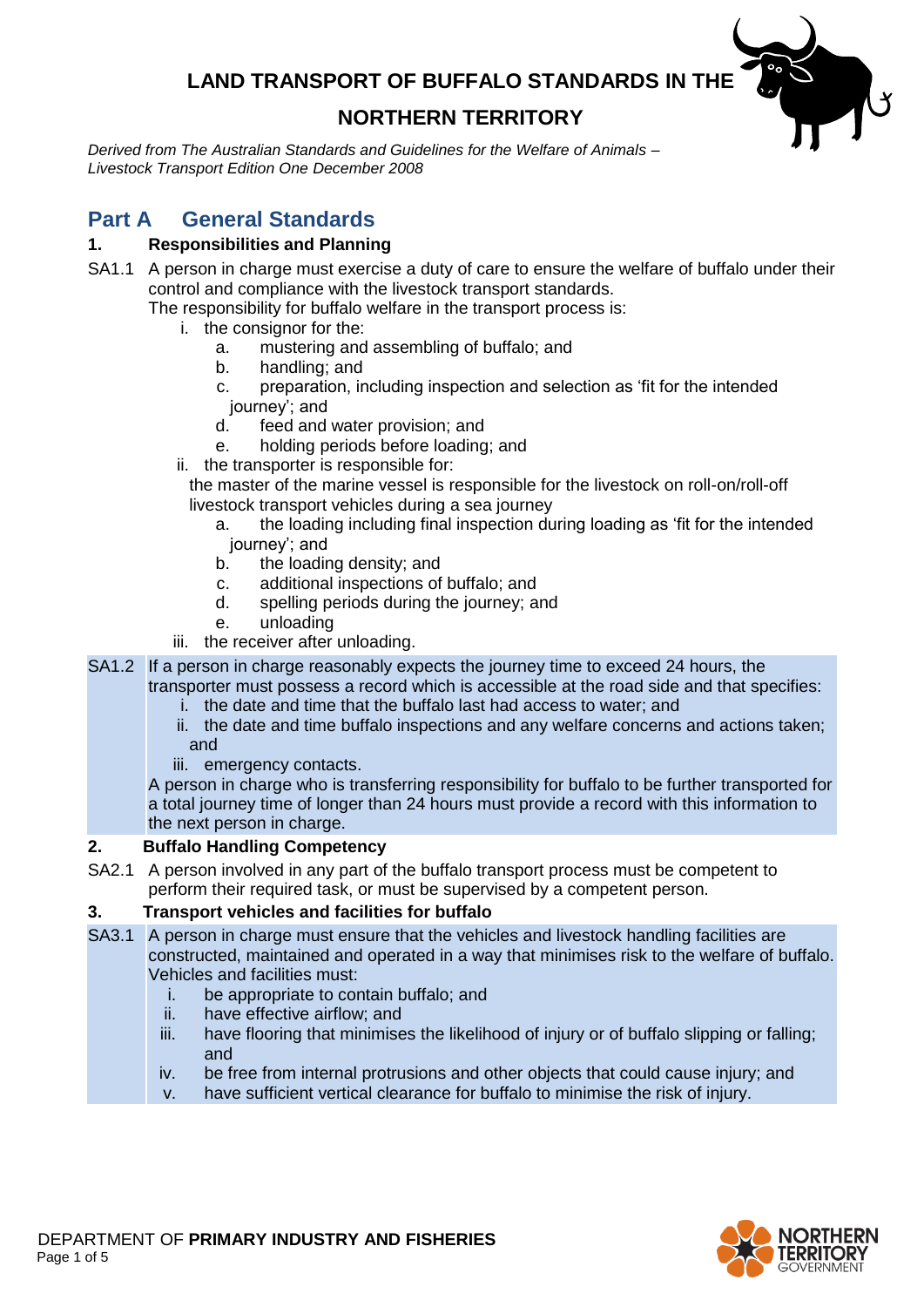# LAND TRANSPORT OF BUFFALO STANDARDS IN THE NORTHERN TERRITORY

*Derived from The Australian Standards and Guidelines for the Welfare of Animals – Livestock Transport Edition One December 2008*

## Part A General Standards

### 1. Responsibilities and Planning

SA1.1 A person in charge must exercise a duty of care to ensure the welfare of buffalo under their control and compliance with the livestock transport standards.
The responsibility for buffalo welfare in the transport process is:

- i. the consignor for the:
  - a. mustering and assembling of buffalo; and
  - b. handling; and
  - c. preparation, including inspection and selection as 'fit for the intended journey'; and
  - d. feed and water provision; and
  - e. holding periods before loading; and
- ii. the transporter is responsible for:
  the master of the marine vessel is responsible for the livestock on roll-on/roll-off livestock transport vehicles during a sea journey
  - a. the loading including final inspection during loading as 'fit for the intended journey'; and
  - b. the loading density; and
  - c. additional inspections of buffalo; and
  - d. spelling periods during the journey; and
  - e. unloading
- iii. the receiver after unloading.

SA1.2 If a person in charge reasonably expects the journey time to exceed 24 hours, the transporter must possess a record which is accessible at the road side and that specifies:

- i. the date and time that the buffalo last had access to water; and
- ii. the date and time buffalo inspections and any welfare concerns and actions taken; and
- iii. emergency contacts.

A person in charge who is transferring responsibility for buffalo to be further transported for a total journey time of longer than 24 hours must provide a record with this information to the next person in charge.

### 2. Buffalo Handling Competency

SA2.1 A person involved in any part of the buffalo transport process must be competent to perform their required task, or must be supervised by a competent person.

### 3. Transport vehicles and facilities for buffalo

SA3.1 A person in charge must ensure that the vehicles and livestock handling facilities are constructed, maintained and operated in a way that minimises risk to the welfare of buffalo. Vehicles and facilities must:

- i. be appropriate to contain buffalo; and
- ii. have effective airflow; and
- iii. have flooring that minimises the likelihood of injury or of buffalo slipping or falling; and
- iv. be free from internal protrusions and other objects that could cause injury; and
- v. have sufficient vertical clearance for buffalo to minimise the risk of injury.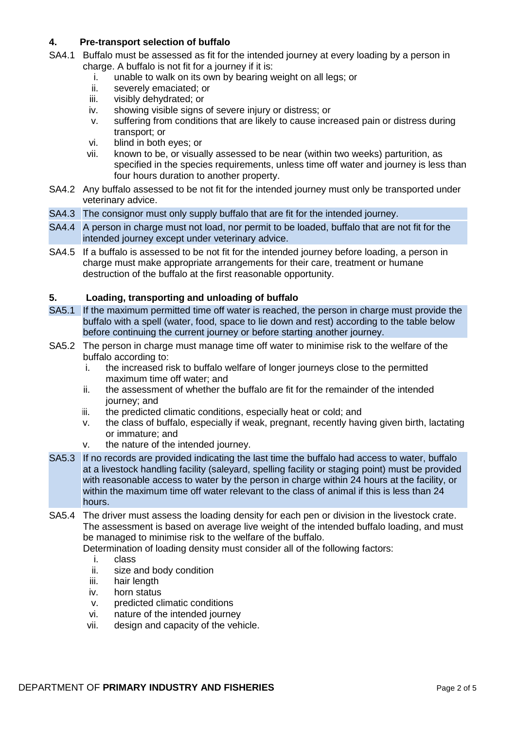## 4. Pre-transport selection of buffalo

SA4.1 Buffalo must be assessed as fit for the intended journey at every loading by a person in charge. A buffalo is not fit for a journey if it is:

i. unable to walk on its own by bearing weight on all legs; or
ii. severely emaciated; or
iii. visibly dehydrated; or
iv. showing visible signs of severe injury or distress; or
v. suffering from conditions that are likely to cause increased pain or distress during transport; or
vi. blind in both eyes; or
vii. known to be, or visually assessed to be near (within two weeks) parturition, as specified in the species requirements, unless time off water and journey is less than four hours duration to another property.

SA4.2 Any buffalo assessed to be not fit for the intended journey must only be transported under veterinary advice.

SA4.3 The consignor must only supply buffalo that are fit for the intended journey.

SA4.4 A person in charge must not load, nor permit to be loaded, buffalo that are not fit for the intended journey except under veterinary advice.

SA4.5 If a buffalo is assessed to be not fit for the intended journey before loading, a person in charge must make appropriate arrangements for their care, treatment or humane destruction of the buffalo at the first reasonable opportunity.

## 5. Loading, transporting and unloading of buffalo

SA5.1 If the maximum permitted time off water is reached, the person in charge must provide the buffalo with a spell (water, food, space to lie down and rest) according to the table below before continuing the current journey or before starting another journey.

SA5.2 The person in charge must manage time off water to minimise risk to the welfare of the buffalo according to:

i. the increased risk to buffalo welfare of longer journeys close to the permitted maximum time off water; and
ii. the assessment of whether the buffalo are fit for the remainder of the intended journey; and
iii. the predicted climatic conditions, especially heat or cold; and
v. the class of buffalo, especially if weak, pregnant, recently having given birth, lactating or immature; and
v. the nature of the intended journey.

SA5.3 If no records are provided indicating the last time the buffalo had access to water, buffalo at a livestock handling facility (saleyard, spelling facility or staging point) must be provided with reasonable access to water by the person in charge within 24 hours at the facility, or within the maximum time off water relevant to the class of animal if this is less than 24 hours.

SA5.4 The driver must assess the loading density for each pen or division in the livestock crate. The assessment is based on average live weight of the intended buffalo loading, and must be managed to minimise risk to the welfare of the buffalo.

Determination of loading density must consider all of the following factors:

i. class
ii. size and body condition
iii. hair length
iv. horn status
v. predicted climatic conditions
vi. nature of the intended journey
vii. design and capacity of the vehicle.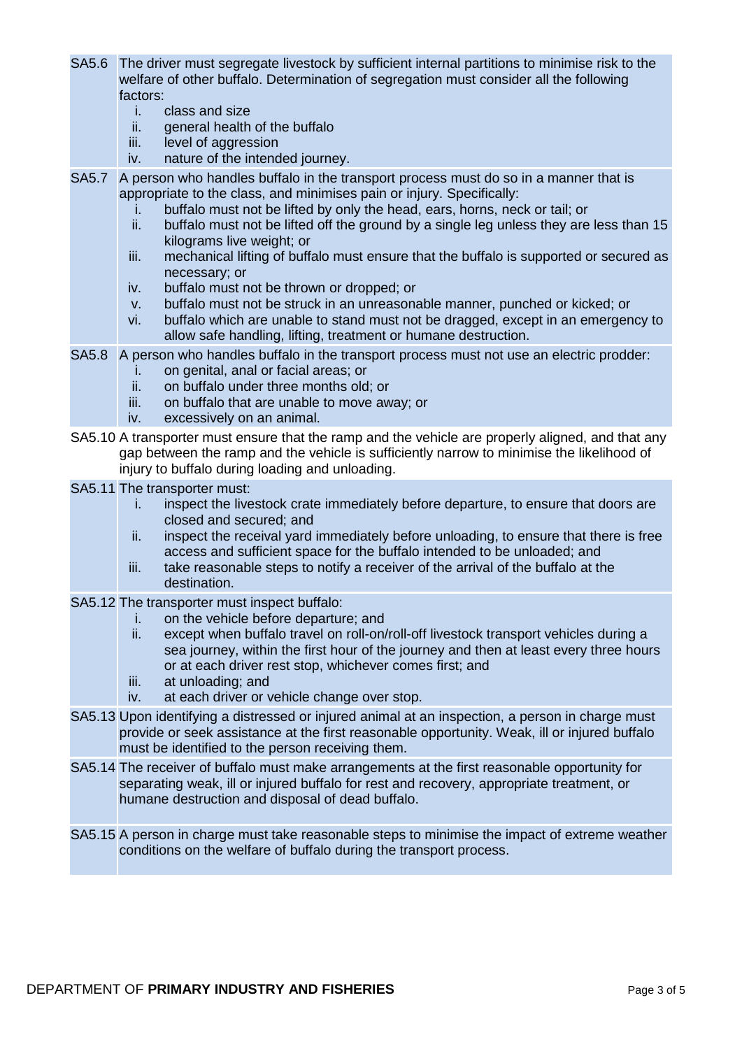| | |
|---|---|
| SA5.6 | The driver must segregate livestock by sufficient internal partitions to minimise risk to the welfare of other buffalo. Determination of segregation must consider all the following factors:<br>i. class and size<br>ii. general health of the buffalo<br>iii. level of aggression<br>iv. nature of the intended journey. |
| SA5.7 | A person who handles buffalo in the transport process must do so in a manner that is appropriate to the class, and minimises pain or injury. Specifically:<br>i. buffalo must not be lifted by only the head, ears, horns, neck or tail; or<br>ii. buffalo must not be lifted off the ground by a single leg unless they are less than 15 kilograms live weight; or<br>iii. mechanical lifting of buffalo must ensure that the buffalo is supported or secured as necessary; or<br>iv. buffalo must not be thrown or dropped; or<br>v. buffalo must not be struck in an unreasonable manner, punched or kicked; or<br>vi. buffalo which are unable to stand must not be dragged, except in an emergency to allow safe handling, lifting, treatment or humane destruction. |
| SA5.8 | A person who handles buffalo in the transport process must not use an electric prodder:<br>i. on genital, anal or facial areas; or<br>ii. on buffalo under three months old; or<br>iii. on buffalo that are unable to move away; or<br>iv. excessively on an animal. |
| SA5.10 | A transporter must ensure that the ramp and the vehicle are properly aligned, and that any gap between the ramp and the vehicle is sufficiently narrow to minimise the likelihood of injury to buffalo during loading and unloading. |
| SA5.11 | The transporter must:<br>i. inspect the livestock crate immediately before departure, to ensure that doors are closed and secured; and<br>ii. inspect the receival yard immediately before unloading, to ensure that there is free access and sufficient space for the buffalo intended to be unloaded; and<br>iii. take reasonable steps to notify a receiver of the arrival of the buffalo at the destination. |
| SA5.12 | The transporter must inspect buffalo:<br>i. on the vehicle before departure; and<br>ii. except when buffalo travel on roll-on/roll-off livestock transport vehicles during a sea journey, within the first hour of the journey and then at least every three hours or at each driver rest stop, whichever comes first; and<br>iii. at unloading; and<br>iv. at each driver or vehicle change over stop. |
| SA5.13 | Upon identifying a distressed or injured animal at an inspection, a person in charge must provide or seek assistance at the first reasonable opportunity. Weak, ill or injured buffalo must be identified to the person receiving them. |
| SA5.14 | The receiver of buffalo must make arrangements at the first reasonable opportunity for separating weak, ill or injured buffalo for rest and recovery, appropriate treatment, or humane destruction and disposal of dead buffalo. |
| SA5.15 | A person in charge must take reasonable steps to minimise the impact of extreme weather conditions on the welfare of buffalo during the transport process. |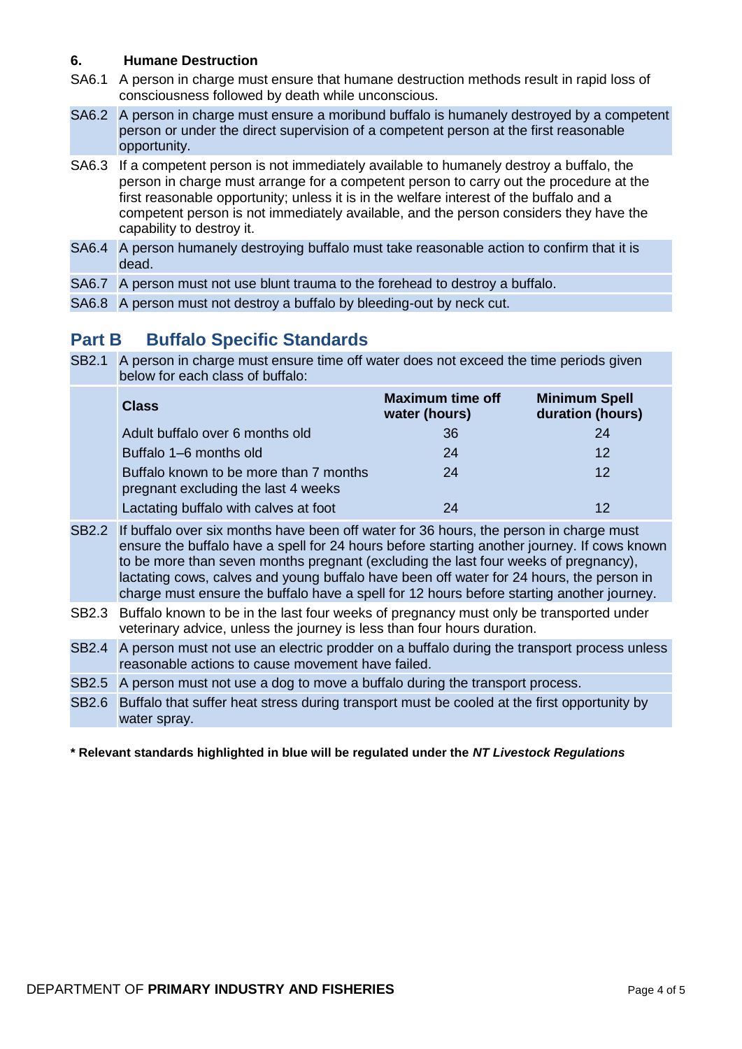### 6. Humane Destruction

SA6.1 A person in charge must ensure that humane destruction methods result in rapid loss of consciousness followed by death while unconscious.

SA6.2 A person in charge must ensure a moribund buffalo is humanely destroyed by a competent person or under the direct supervision of a competent person at the first reasonable opportunity.

SA6.3 If a competent person is not immediately available to humanely destroy a buffalo, the person in charge must arrange for a competent person to carry out the procedure at the first reasonable opportunity; unless it is in the welfare interest of the buffalo and a competent person is not immediately available, and the person considers they have the capability to destroy it.

SA6.4 A person humanely destroying buffalo must take reasonable action to confirm that it is dead.

SA6.7 A person must not use blunt trauma to the forehead to destroy a buffalo.

SA6.8 A person must not destroy a buffalo by bleeding-out by neck cut.

## Part B Buffalo Specific Standards

SB2.1 A person in charge must ensure time off water does not exceed the time periods given below for each class of buffalo:

| Class | Maximum time off water (hours) | Minimum Spell duration (hours) |
|---|---|---|
| Adult buffalo over 6 months old | 36 | 24 |
| Buffalo 1–6 months old | 24 | 12 |
| Buffalo known to be more than 7 months pregnant excluding the last 4 weeks | 24 | 12 |
| Lactating buffalo with calves at foot | 24 | 12 |

SB2.2 If buffalo over six months have been off water for 36 hours, the person in charge must ensure the buffalo have a spell for 24 hours before starting another journey. If cows known to be more than seven months pregnant (excluding the last four weeks of pregnancy), lactating cows, calves and young buffalo have been off water for 24 hours, the person in charge must ensure the buffalo have a spell for 12 hours before starting another journey.

SB2.3 Buffalo known to be in the last four weeks of pregnancy must only be transported under veterinary advice, unless the journey is less than four hours duration.

SB2.4 A person must not use an electric prodder on a buffalo during the transport process unless reasonable actions to cause movement have failed.

SB2.5 A person must not use a dog to move a buffalo during the transport process.

SB2.6 Buffalo that suffer heat stress during transport must be cooled at the first opportunity by water spray.

**\* Relevant standards highlighted in blue will be regulated under the *NT Livestock Regulations***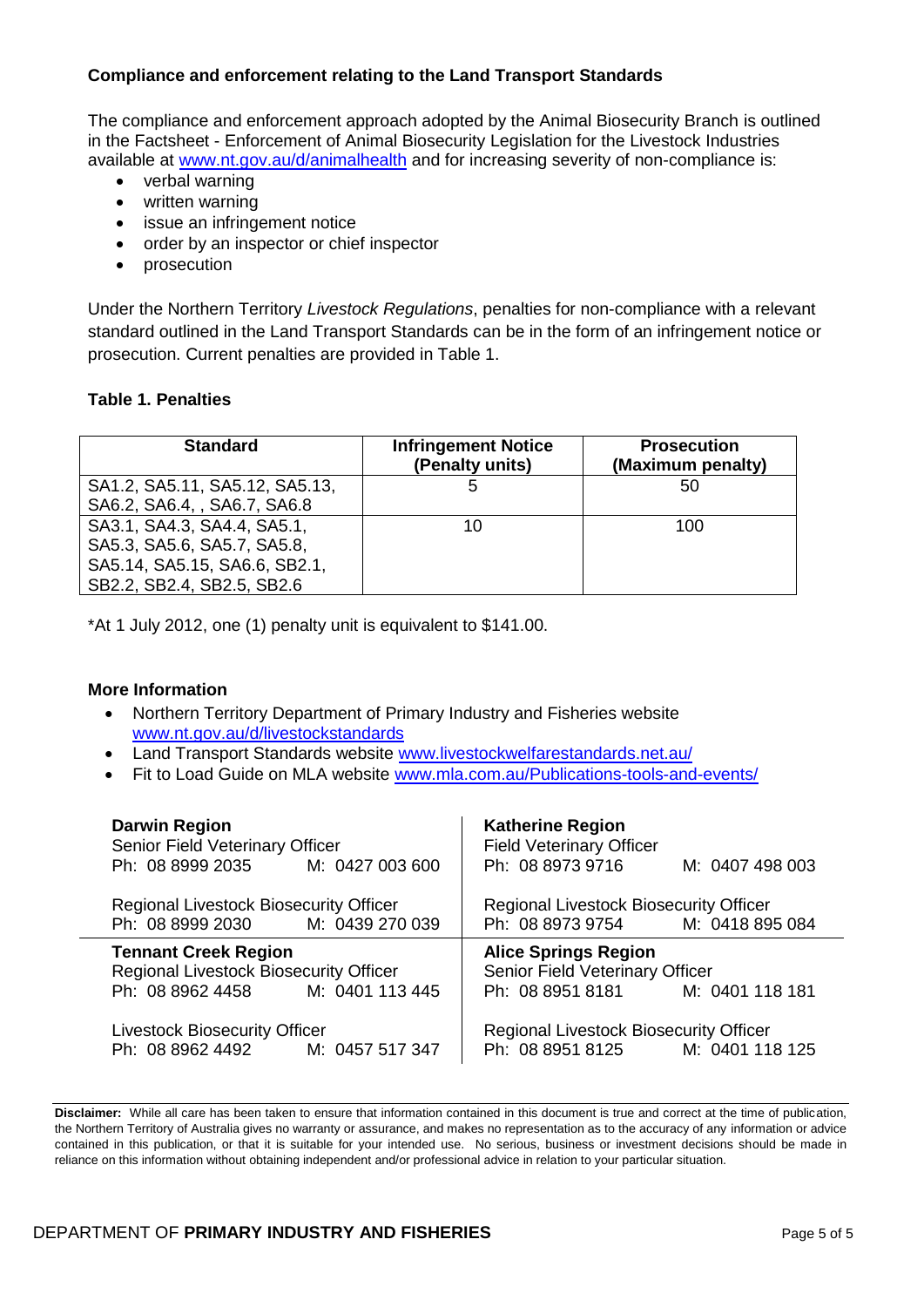**Compliance and enforcement relating to the Land Transport Standards**

The compliance and enforcement approach adopted by the Animal Biosecurity Branch is outlined in the Factsheet - Enforcement of Animal Biosecurity Legislation for the Livestock Industries available at [www.nt.gov.au/d/animalhealth](www.nt.gov.au/d/animalhealth) and for increasing severity of non-compliance is:

- verbal warning
- written warning
- issue an infringement notice
- order by an inspector or chief inspector
- prosecution

Under the Northern Territory *Livestock Regulations*, penalties for non-compliance with a relevant standard outlined in the Land Transport Standards can be in the form of an infringement notice or prosecution. Current penalties are provided in Table 1.

**Table 1. Penalties**

| Standard | Infringement Notice (Penalty units) | Prosecution (Maximum penalty) |
|---|---|---|
| SA1.2, SA5.11, SA5.12, SA5.13, SA6.2, SA6.4, , SA6.7, SA6.8 | 5 | 50 |
| SA3.1, SA4.3, SA4.4, SA5.1, SA5.3, SA5.6, SA5.7, SA5.8, SA5.14, SA5.15, SA6.6, SB2.1, SB2.2, SB2.4, SB2.5, SB2.6 | 10 | 100 |

*At 1 July 2012, one (1) penalty unit is equivalent to $141.00.

**More Information**

- Northern Territory Department of Primary Industry and Fisheries website [www.nt.gov.au/d/livestockstandards](www.nt.gov.au/d/livestockstandards)
- Land Transport Standards website [www.livestockwelfarestandards.net.au/](www.livestockwelfarestandards.net.au/)
- Fit to Load Guide on MLA website [www.mla.com.au/Publications-tools-and-events/](www.mla.com.au/Publications-tools-and-events/)

**Darwin Region**
Senior Field Veterinary Officer
Ph: 08 8999 2035 M: 0427 003 600

Regional Livestock Biosecurity Officer
Ph: 08 8999 2030 M: 0439 270 039

**Katherine Region**
Field Veterinary Officer
Ph: 08 8973 9716 M: 0407 498 003

Regional Livestock Biosecurity Officer
Ph: 08 8973 9754 M: 0418 895 084

**Tennant Creek Region**
Regional Livestock Biosecurity Officer
Ph: 08 8962 4458 M: 0401 113 445

Livestock Biosecurity Officer
Ph: 08 8962 4492 M: 0457 517 347

**Alice Springs Region**
Senior Field Veterinary Officer
Ph: 08 8951 8181 M: 0401 118 181

Regional Livestock Biosecurity Officer
Ph: 08 8951 8125 M: 0401 118 125

**Disclaimer:** While all care has been taken to ensure that information contained in this document is true and correct at the time of publication, the Northern Territory of Australia gives no warranty or assurance, and makes no representation as to the accuracy of any information or advice contained in this publication, or that it is suitable for your intended use. No serious, business or investment decisions should be made in reliance on this information without obtaining independent and/or professional advice in relation to your particular situation.

DEPARTMENT OF **PRIMARY INDUSTRY AND FISHERIES**